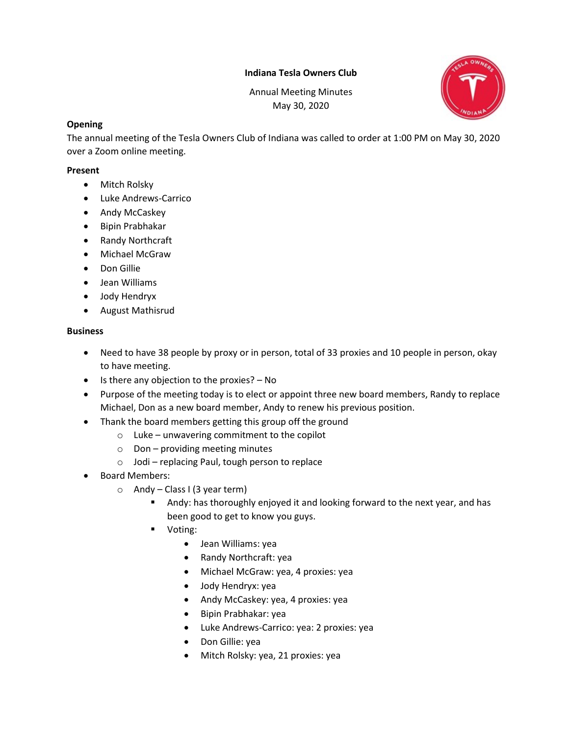**Indiana Tesla Owners Club**

Annual Meeting Minutes
May 30, 2020

**Opening**

The annual meeting of the Tesla Owners Club of Indiana was called to order at 1:00 PM on May 30, 2020 over a Zoom online meeting.

**Present**

- Mitch Rolsky
- Luke Andrews-Carrico
- Andy McCaskey
- Bipin Prabhakar
- Randy Northcraft
- Michael McGraw
- Don Gillie
- Jean Williams
- Jody Hendryx
- August Mathisrud

**Business**

- Need to have 38 people by proxy or in person, total of 33 proxies and 10 people in person, okay to have meeting.
- Is there any objection to the proxies? – No
- Purpose of the meeting today is to elect or appoint three new board members, Randy to replace Michael, Don as a new board member, Andy to renew his previous position.
- Thank the board members getting this group off the ground
    - Luke – unwavering commitment to the copilot
    - Don – providing meeting minutes
    - Jodi – replacing Paul, tough person to replace
- Board Members:
    - Andy – Class I (3 year term)
        - Andy: has thoroughly enjoyed it and looking forward to the next year, and has been good to get to know you guys.
        - Voting:
            - Jean Williams: yea
            - Randy Northcraft: yea
            - Michael McGraw: yea, 4 proxies: yea
            - Jody Hendryx: yea
            - Andy McCaskey: yea, 4 proxies: yea
            - Bipin Prabhakar: yea
            - Luke Andrews-Carrico: yea: 2 proxies: yea
            - Don Gillie: yea
            - Mitch Rolsky: yea, 21 proxies: yea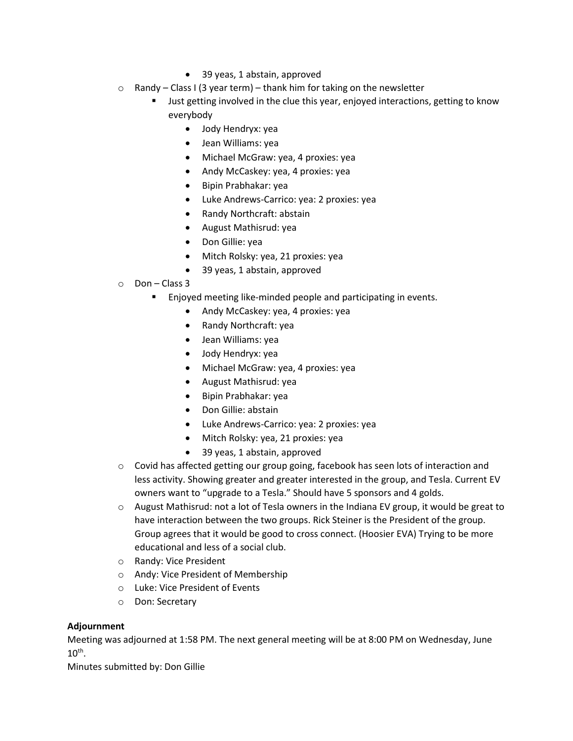- 39 yeas, 1 abstain, approved
- Randy – Class I (3 year term) – thank him for taking on the newsletter
  - Just getting involved in the clue this year, enjoyed interactions, getting to know everybody
    - Jody Hendryx: yea
    - Jean Williams: yea
    - Michael McGraw: yea, 4 proxies: yea
    - Andy McCaskey: yea, 4 proxies: yea
    - Bipin Prabhakar: yea
    - Luke Andrews-Carrico: yea: 2 proxies: yea
    - Randy Northcraft: abstain
    - August Mathisrud: yea
    - Don Gillie: yea
    - Mitch Rolsky: yea, 21 proxies: yea
    - 39 yeas, 1 abstain, approved
- Don – Class 3
  - Enjoyed meeting like-minded people and participating in events.
    - Andy McCaskey: yea, 4 proxies: yea
    - Randy Northcraft: yea
    - Jean Williams: yea
    - Jody Hendryx: yea
    - Michael McGraw: yea, 4 proxies: yea
    - August Mathisrud: yea
    - Bipin Prabhakar: yea
    - Don Gillie: abstain
    - Luke Andrews-Carrico: yea: 2 proxies: yea
    - Mitch Rolsky: yea, 21 proxies: yea
    - 39 yeas, 1 abstain, approved
- Covid has affected getting our group going, facebook has seen lots of interaction and less activity. Showing greater and greater interested in the group, and Tesla. Current EV owners want to "upgrade to a Tesla." Should have 5 sponsors and 4 golds.
- August Mathisrud: not a lot of Tesla owners in the Indiana EV group, it would be great to have interaction between the two groups. Rick Steiner is the President of the group. Group agrees that it would be good to cross connect. (Hoosier EVA) Trying to be more educational and less of a social club.
- Randy: Vice President
- Andy: Vice President of Membership
- Luke: Vice President of Events
- Don: Secretary

**Adjournment**

Meeting was adjourned at 1:58 PM. The next general meeting will be at 8:00 PM on Wednesday, June 10th.

Minutes submitted by: Don Gillie